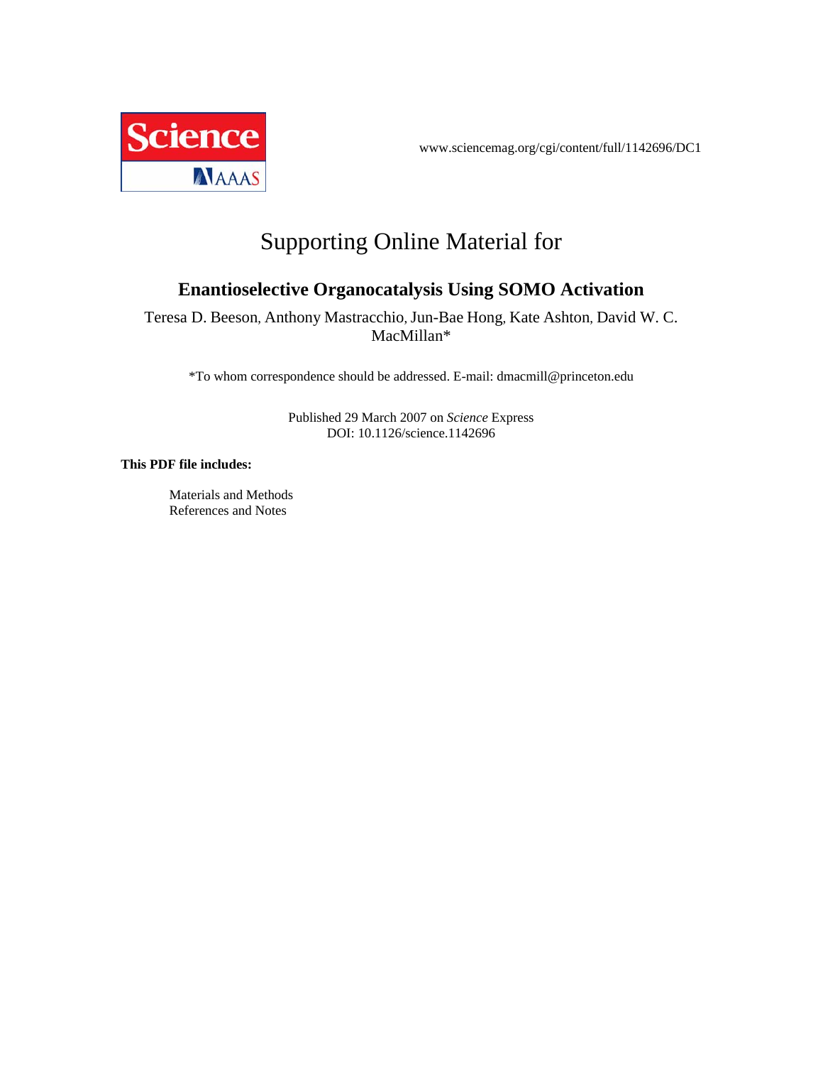www.sciencemag.org/cgi/content/full/1142696/DC1

# Supporting Online Material for

## Enantioselective Organocatalysis Using SOMO Activation

Teresa D. Beeson, Anthony Mastracchio, Jun-Bae Hong, Kate Ashton, David W. C. MacMillan*

*To whom correspondence should be addressed. E-mail: dmacmill@princeton.edu

Published 29 March 2007 on *Science* Express
DOI: 10.1126/science.1142696

**This PDF file includes:**

Materials and Methods
References and Notes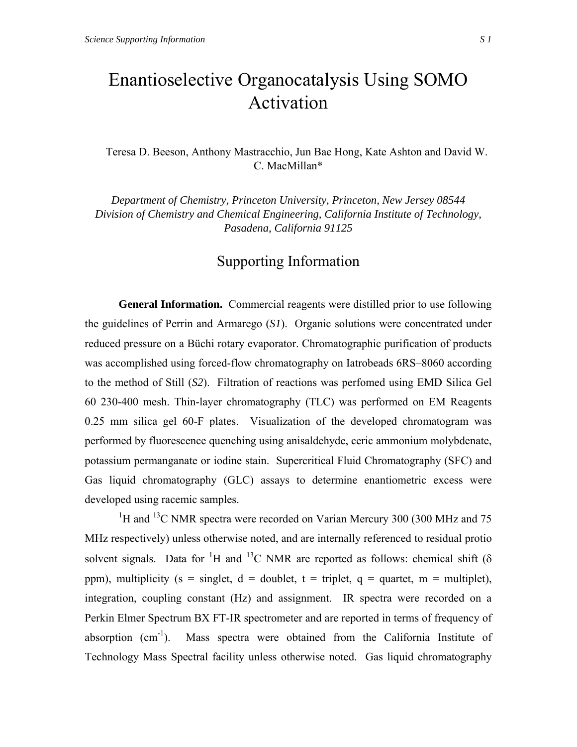# Enantioselective Organocatalysis Using SOMO Activation

Teresa D. Beeson, Anthony Mastracchio, Jun Bae Hong, Kate Ashton and David W. C. MacMillan*

*Department of Chemistry, Princeton University, Princeton, New Jersey 08544*
*Division of Chemistry and Chemical Engineering, California Institute of Technology, Pasadena, California 91125*

## Supporting Information

**General Information.** Commercial reagents were distilled prior to use following the guidelines of Perrin and Armarego (*S1*). Organic solutions were concentrated under reduced pressure on a Büchi rotary evaporator. Chromatographic purification of products was accomplished using forced-flow chromatography on Iatrobeads 6RS–8060 according to the method of Still (*S2*). Filtration of reactions was perfomed using EMD Silica Gel 60 230-400 mesh. Thin-layer chromatography (TLC) was performed on EM Reagents 0.25 mm silica gel 60-F plates. Visualization of the developed chromatogram was performed by fluorescence quenching using anisaldehyde, ceric ammonium molybdenate, potassium permanganate or iodine stain. Supercritical Fluid Chromatography (SFC) and Gas liquid chromatography (GLC) assays to determine enantiometric excess were developed using racemic samples.

$^{1}$H and $^{13}$C NMR spectra were recorded on Varian Mercury 300 (300 MHz and 75 MHz respectively) unless otherwise noted, and are internally referenced to residual protio solvent signals. Data for $^{1}$H and $^{13}$C NMR are reported as follows: chemical shift (δ ppm), multiplicity (s = singlet, d = doublet, t = triplet, q = quartet, m = multiplet), integration, coupling constant (Hz) and assignment. IR spectra were recorded on a Perkin Elmer Spectrum BX FT-IR spectrometer and are reported in terms of frequency of absorption (cm$^{-1}$). Mass spectra were obtained from the California Institute of Technology Mass Spectral facility unless otherwise noted. Gas liquid chromatography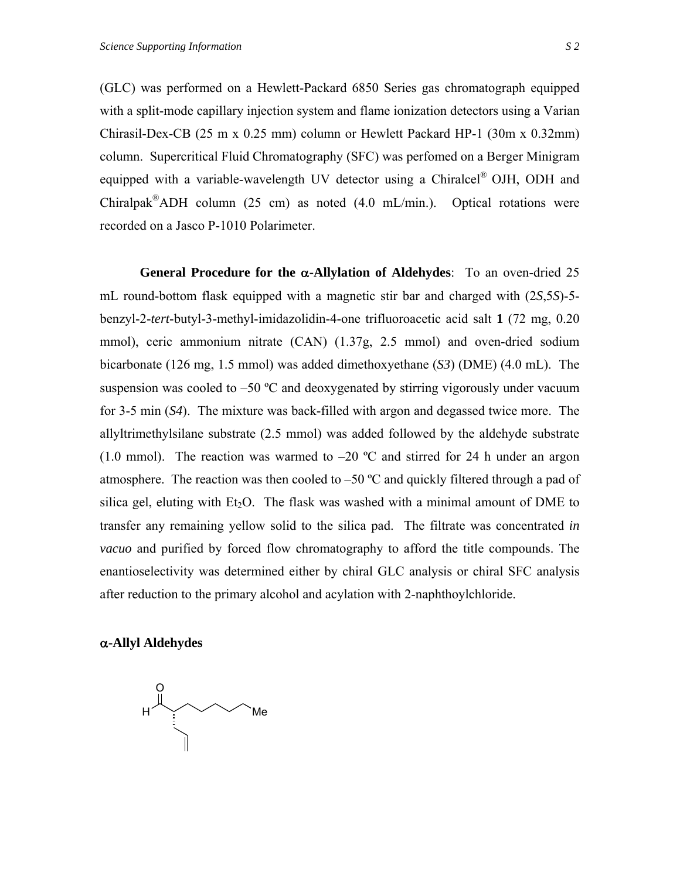(GLC) was performed on a Hewlett-Packard 6850 Series gas chromatograph equipped with a split-mode capillary injection system and flame ionization detectors using a Varian Chirasil-Dex-CB (25 m x 0.25 mm) column or Hewlett Packard HP-1 (30m x 0.32mm) column. Supercritical Fluid Chromatography (SFC) was perfomed on a Berger Minigram equipped with a variable-wavelength UV detector using a Chiralcel® OJH, ODH and Chiralpak®ADH column (25 cm) as noted (4.0 mL/min.). Optical rotations were recorded on a Jasco P-1010 Polarimeter.

**General Procedure for the α-Allylation of Aldehydes**: To an oven-dried 25 mL round-bottom flask equipped with a magnetic stir bar and charged with (2*S*,5*S*)-5-benzyl-2-*tert*-butyl-3-methyl-imidazolidin-4-one trifluoroacetic acid salt **1** (72 mg, 0.20 mmol), ceric ammonium nitrate (CAN) (1.37g, 2.5 mmol) and oven-dried sodium bicarbonate (126 mg, 1.5 mmol) was added dimethoxyethane (*S3*) (DME) (4.0 mL). The suspension was cooled to –50 ºC and deoxygenated by stirring vigorously under vacuum for 3-5 min (*S4*). The mixture was back-filled with argon and degassed twice more. The allyltrimethylsilane substrate (2.5 mmol) was added followed by the aldehyde substrate (1.0 mmol). The reaction was warmed to –20 ºC and stirred for 24 h under an argon atmosphere. The reaction was then cooled to –50 ºC and quickly filtered through a pad of silica gel, eluting with $Et_2O$. The flask was washed with a minimal amount of DME to transfer any remaining yellow solid to the silica pad. The filtrate was concentrated *in vacuo* and purified by forced flow chromatography to afford the title compounds. The enantioselectivity was determined either by chiral GLC analysis or chiral SFC analysis after reduction to the primary alcohol and acylation with 2-naphthoylchloride.

**α-Allyl Aldehydes**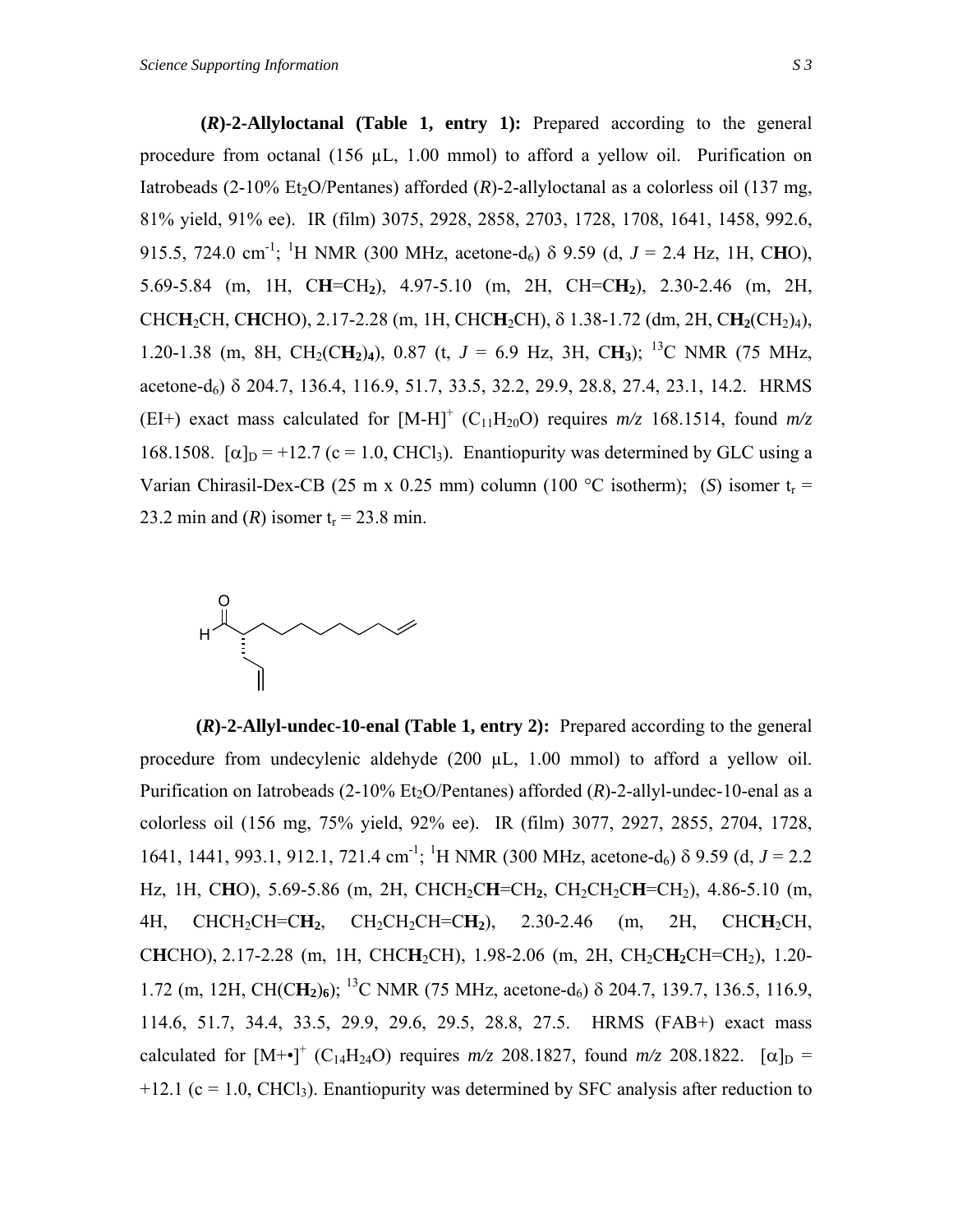**(*R*)-2-Allyloctanal (Table 1, entry 1):** Prepared according to the general procedure from octanal (156 µL, 1.00 mmol) to afford a yellow oil. Purification on Iatrobeads (2-10% $Et_2O$/Pentanes) afforded (*R*)-2-allyloctanal as a colorless oil (137 mg, 81% yield, 91% ee). IR (film) 3075, 2928, 2858, 2703, 1728, 1708, 1641, 1458, 992.6, 915.5, 724.0 $cm^{-1}$; $^1H$ NMR (300 MHz, acetone-$d_6$) δ 9.59 (d, *J* = 2.4 Hz, 1H, C**H**O), 5.69-5.84 (m, 1H, C**H**=$CH_2$), 4.97-5.10 (m, 2H, CH=C$\mathbf{H_2}$), 2.30-2.46 (m, 2H, CHC$\mathbf{H}_2$CH, C**H**CHO), 2.17-2.28 (m, 1H, CHC**H**$_2$CH), δ 1.38-1.72 (dm, 2H, C$\mathbf{H_2}$($CH_2$)$_4$), 1.20-1.38 (m, 8H, $CH_2$(C$\mathbf{H_2}$)$_4$), 0.87 (t, *J* = 6.9 Hz, 3H, C$\mathbf{H_3}$); $^{13}C$ NMR (75 MHz, acetone-$d_6$) δ 204.7, 136.4, 116.9, 51.7, 33.5, 32.2, 29.9, 28.8, 27.4, 23.1, 14.2. HRMS (EI+) exact mass calculated for $[M-H]^+$ ($C_{11}H_{20}O$) requires *m/z* 168.1514, found *m/z* 168.1508. $[\alpha]_D$ = +12.7 (c = 1.0, $CHCl_3$). Enantiopurity was determined by GLC using a Varian Chirasil-Dex-CB (25 m x 0.25 mm) column (100 °C isotherm); (*S*) isomer $t_r$ = 23.2 min and (*R*) isomer $t_r$ = 23.8 min.

**(*R*)-2-Allyl-undec-10-enal (Table 1, entry 2):** Prepared according to the general procedure from undecylenic aldehyde (200 µL, 1.00 mmol) to afford a yellow oil. Purification on Iatrobeads (2-10% $Et_2O$/Pentanes) afforded (*R*)-2-allyl-undec-10-enal as a colorless oil (156 mg, 75% yield, 92% ee). IR (film) 3077, 2927, 2855, 2704, 1728, 1641, 1441, 993.1, 912.1, 721.4 $cm^{-1}$; $^1H$ NMR (300 MHz, acetone-$d_6$) δ 9.59 (d, *J* = 2.2 Hz, 1H, C**H**O), 5.69-5.86 (m, 2H, $CHCH_2$C**H**=$CH_2$, $CH_2CH_2$C**H**=$CH_2$), 4.86-5.10 (m, 4H, $CHCH_2CH$=C$\mathbf{H_2}$, $CH_2CH_2CH$=C$\mathbf{H_2}$), 2.30-2.46 (m, 2H, CHC$\mathbf{H}_2$CH, C**H**CHO), 2.17-2.28 (m, 1H, CHC**H**$_2$CH), 1.98-2.06 (m, 2H, $CH_2$C$\mathbf{H_2}$CH=$CH_2$), 1.20-1.72 (m, 12H, CH(C$\mathbf{H_2}$)$_6$); $^{13}C$ NMR (75 MHz, acetone-$d_6$) δ 204.7, 139.7, 136.5, 116.9, 114.6, 51.7, 34.4, 33.5, 29.9, 29.6, 29.5, 28.8, 27.5. HRMS (FAB+) exact mass calculated for $[M+\bullet]^+$ ($C_{14}H_{24}O$) requires *m/z* 208.1827, found *m/z* 208.1822. $[\alpha]_D$ = +12.1 (c = 1.0, $CHCl_3$). Enantiopurity was determined by SFC analysis after reduction to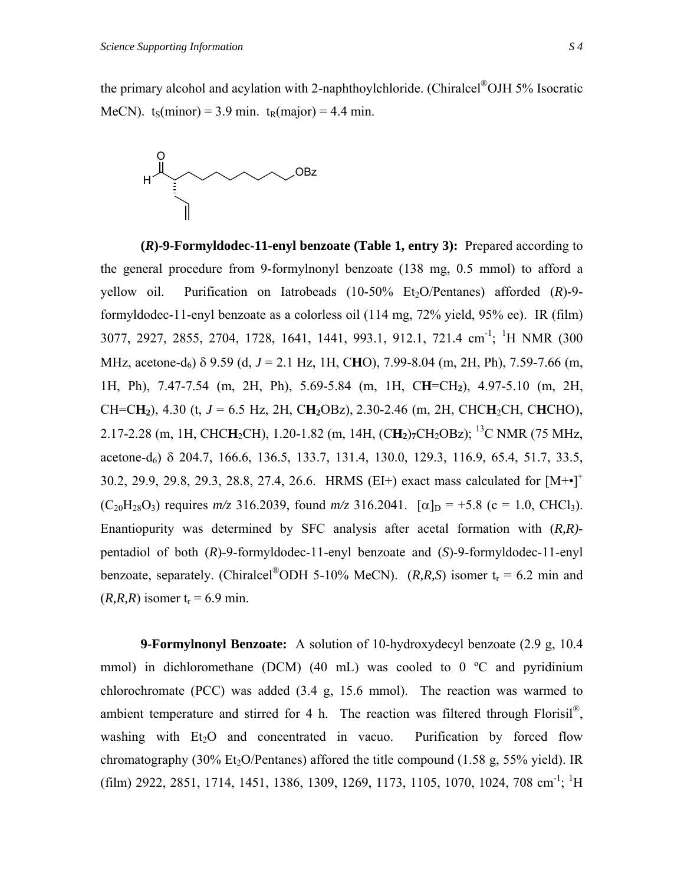the primary alcohol and acylation with 2-naphthoylchloride. (Chiralcel®OJH 5% Isocratic MeCN). $t_S$(minor) = 3.9 min. $t_R$(major) = 4.4 min.

**(*R*)-9-Formyldodec-11-enyl benzoate (Table 1, entry 3):** Prepared according to the general procedure from 9-formylnonyl benzoate (138 mg, 0.5 mmol) to afford a yellow oil. Purification on Iatrobeads (10-50% $Et_2O$/Pentanes) afforded (*R*)-9-formyldodec-11-enyl benzoate as a colorless oil (114 mg, 72% yield, 95% ee). IR (film) 3077, 2927, 2855, 2704, 1728, 1641, 1441, 993.1, 912.1, 721.4 $cm^{-1}$; $^1H$ NMR (300 MHz, acetone-$d_6$) δ 9.59 (d, *J* = 2.1 Hz, 1H, C**H**O), 7.99-8.04 (m, 2H, Ph), 7.59-7.66 (m, 1H, Ph), 7.47-7.54 (m, 2H, Ph), 5.69-5.84 (m, 1H, C**H**=$CH_2$), 4.97-5.10 (m, 2H, CH=C**H₂**), 4.30 (t, *J* = 6.5 Hz, 2H, C**H₂**OBz), 2.30-2.46 (m, 2H, CHC**H**₂CH, C**H**CHO), 2.17-2.28 (m, 1H, CHC**H**₂CH), 1.20-1.82 (m, 14H, (C**H₂**)₇CH₂OBz); $^{13}C$ NMR (75 MHz, acetone-$d_6$) δ 204.7, 166.6, 136.5, 133.7, 131.4, 130.0, 129.3, 116.9, 65.4, 51.7, 33.5, 30.2, 29.9, 29.8, 29.3, 28.8, 27.4, 26.6. HRMS (EI+) exact mass calculated for $[M+\bullet]^+$ ($C_{20}H_{28}O_3$) requires *m/z* 316.2039, found *m/z* 316.2041. $[\alpha]_D$ = +5.8 (c = 1.0, $CHCl_3$). Enantiopurity was determined by SFC analysis after acetal formation with (*R,R)*-pentadiol of both (*R*)-9-formyldodec-11-enyl benzoate and (*S*)-9-formyldodec-11-enyl benzoate, separately. (Chiralcel®ODH 5-10% MeCN). (*R,R,S*) isomer $t_r$ = 6.2 min and (*R,R,R*) isomer $t_r$ = 6.9 min.

**9-Formylnonyl Benzoate:** A solution of 10-hydroxydecyl benzoate (2.9 g, 10.4 mmol) in dichloromethane (DCM) (40 mL) was cooled to 0 ºC and pyridinium chlorochromate (PCC) was added (3.4 g, 15.6 mmol). The reaction was warmed to ambient temperature and stirred for 4 h. The reaction was filtered through Florisil®, washing with $Et_2O$ and concentrated in vacuo. Purification by forced flow chromatography (30% $Et_2O$/Pentanes) affored the title compound (1.58 g, 55% yield). IR (film) 2922, 2851, 1714, 1451, 1386, 1309, 1269, 1173, 1105, 1070, 1024, 708 $cm^{-1}$; $^1H$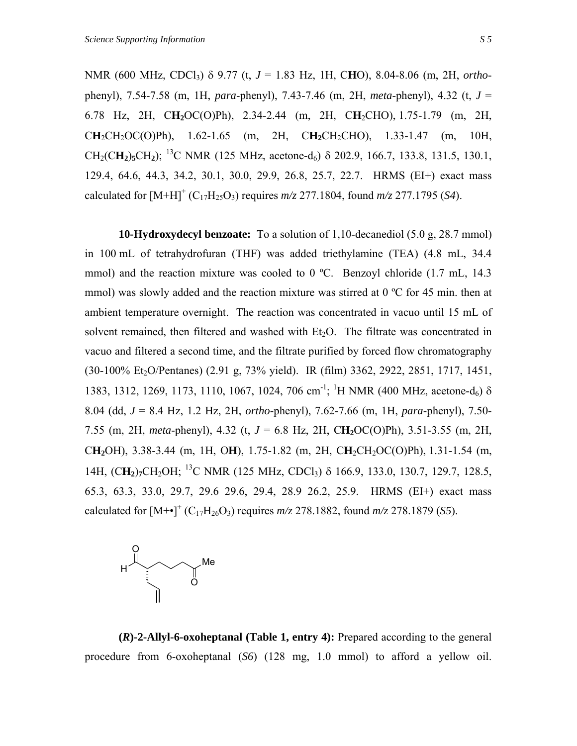NMR (600 MHz, $CDCl_3$) δ 9.77 (t, $J$ = 1.83 Hz, 1H, C**H**O), 8.04-8.06 (m, 2H, *ortho*-phenyl), 7.54-7.58 (m, 1H, *para*-phenyl), 7.43-7.46 (m, 2H, *meta*-phenyl), 4.32 (t, $J$ = 6.78 Hz, 2H, C**H$_2$**OC(O)Ph), 2.34-2.44 (m, 2H, C**H**$_2$CHO), 1.75-1.79 (m, 2H, C**H**$_2$CH$_2$OC(O)Ph), 1.62-1.65 (m, 2H, C**H$_2$**CH$_2$CHO), 1.33-1.47 (m, 10H, CH$_2$(C**H$_2$**)$_5$CH$_2$); $^{13}$C NMR (125 MHz, acetone-d$_6$) δ 202.9, 166.7, 133.8, 131.5, 130.1, 129.4, 64.6, 44.3, 34.2, 30.1, 30.0, 29.9, 26.8, 25.7, 22.7. HRMS (EI+) exact mass calculated for $[M+H]^+$ ($C_{17}H_{25}O_3$) requires *m/z* 277.1804, found *m/z* 277.1795 (*S4*).

**10-Hydroxydecyl benzoate:** To a solution of 1,10-decanediol (5.0 g, 28.7 mmol) in 100 mL of tetrahydrofuran (THF) was added triethylamine (TEA) (4.8 mL, 34.4 mmol) and the reaction mixture was cooled to 0 ºC. Benzoyl chloride (1.7 mL, 14.3 mmol) was slowly added and the reaction mixture was stirred at 0 ºC for 45 min. then at ambient temperature overnight. The reaction was concentrated in vacuo until 15 mL of solvent remained, then filtered and washed with $Et_2O$. The filtrate was concentrated in vacuo and filtered a second time, and the filtrate purified by forced flow chromatography (30-100% $Et_2O$/Pentanes) (2.91 g, 73% yield). IR (film) 3362, 2922, 2851, 1717, 1451, 1383, 1312, 1269, 1173, 1110, 1067, 1024, 706 cm$^{-1}$; $^1$H NMR (400 MHz, acetone-d$_6$) δ 8.04 (dd, $J$ = 8.4 Hz, 1.2 Hz, 2H, *ortho*-phenyl), 7.62-7.66 (m, 1H, *para*-phenyl), 7.50-7.55 (m, 2H, *meta*-phenyl), 4.32 (t, $J$ = 6.8 Hz, 2H, C**H$_2$**OC(O)Ph), 3.51-3.55 (m, 2H, C**H$_2$**OH), 3.38-3.44 (m, 1H, O**H**), 1.75-1.82 (m, 2H, C**H$_2$**CH$_2$OC(O)Ph), 1.31-1.54 (m, 14H, (C**H$_2$**)$_7$CH$_2$OH; $^{13}$C NMR (125 MHz, $CDCl_3$) δ 166.9, 133.0, 130.7, 129.7, 128.5, 65.3, 63.3, 33.0, 29.7, 29.6 29.6, 29.4, 28.9 26.2, 25.9. HRMS (EI+) exact mass calculated for $[M+•]^+$ ($C_{17}H_{26}O_3$) requires *m/z* 278.1882, found *m/z* 278.1879 (*S5*).

**(*R*)-2-Allyl-6-oxoheptanal (Table 1, entry 4):** Prepared according to the general procedure from 6-oxoheptanal (*S6*) (128 mg, 1.0 mmol) to afford a yellow oil.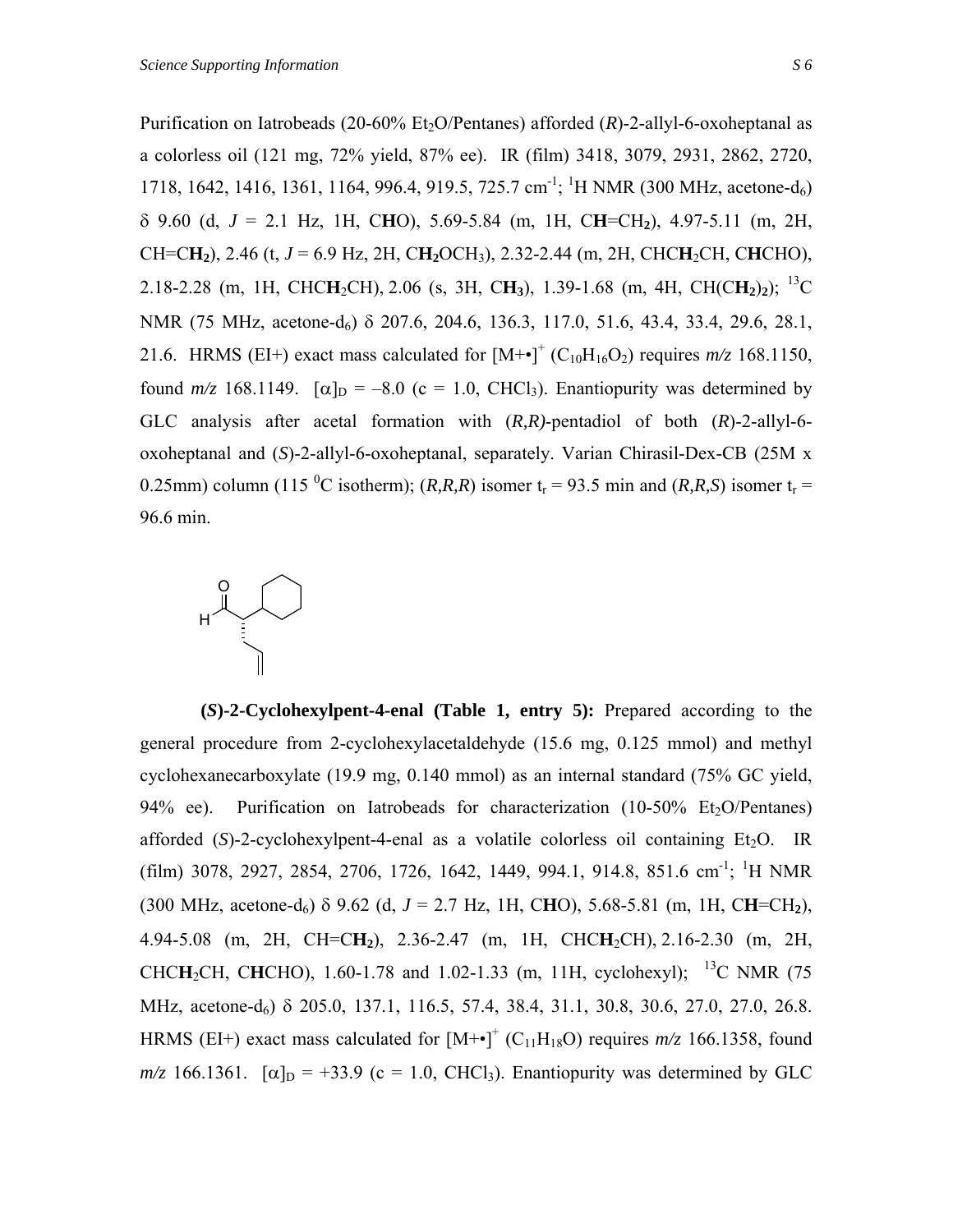Purification on Iatrobeads (20-60% $Et_2O$/Pentanes) afforded (*R*)-2-allyl-6-oxoheptanal as a colorless oil (121 mg, 72% yield, 87% ee). IR (film) 3418, 3079, 2931, 2862, 2720, 1718, 1642, 1416, 1361, 1164, 996.4, 919.5, 725.7 $cm^{-1}$; $^1H$ NMR (300 MHz, acetone-$d_6$) δ 9.60 (d, *J* = 2.1 Hz, 1H, C**H**O), 5.69-5.84 (m, 1H, C**H**=$CH_2$), 4.97-5.11 (m, 2H, CH=C**H$_2$**), 2.46 (t, *J* = 6.9 Hz, 2H, C**H$_2$**$OCH_3$), 2.32-2.44 (m, 2H, CHC**H**$_2$CH, C**H**CHO), 2.18-2.28 (m, 1H, CHC**H**$_2$CH), 2.06 (s, 3H, C**H$_3$**), 1.39-1.68 (m, 4H, CH(C**H$_2$**)$_2$); $^{13}C$ NMR (75 MHz, acetone-$d_6$) δ 207.6, 204.6, 136.3, 117.0, 51.6, 43.4, 33.4, 29.6, 28.1, 21.6. HRMS (EI+) exact mass calculated for $[M+\bullet]^+$ ($C_{10}H_{16}O_2$) requires *m/z* 168.1150, found *m/z* 168.1149. $[\alpha]_D$ = –8.0 (c = 1.0, $CHCl_3$). Enantiopurity was determined by GLC analysis after acetal formation with (*R,R*)-pentadiol of both (*R*)-2-allyl-6-oxoheptanal and (*S*)-2-allyl-6-oxoheptanal, separately. Varian Chirasil-Dex-CB (25M x 0.25mm) column (115 $^0$C isotherm); (*R,R,R*) isomer $t_r$ = 93.5 min and (*R,R,S*) isomer $t_r$ = 96.6 min.

**(*S*)-2-Cyclohexylpent-4-enal (Table 1, entry 5):** Prepared according to the general procedure from 2-cyclohexylacetaldehyde (15.6 mg, 0.125 mmol) and methyl cyclohexanecarboxylate (19.9 mg, 0.140 mmol) as an internal standard (75% GC yield, 94% ee). Purification on Iatrobeads for characterization (10-50% $Et_2O$/Pentanes) afforded (*S*)-2-cyclohexylpent-4-enal as a volatile colorless oil containing $Et_2O$. IR (film) 3078, 2927, 2854, 2706, 1726, 1642, 1449, 994.1, 914.8, 851.6 $cm^{-1}$; $^1H$ NMR (300 MHz, acetone-$d_6$) δ 9.62 (d, *J* = 2.7 Hz, 1H, C**H**O), 5.68-5.81 (m, 1H, C**H**=$CH_2$), 4.94-5.08 (m, 2H, CH=C**H$_2$**), 2.36-2.47 (m, 1H, CHC**H**$_2$CH), 2.16-2.30 (m, 2H, CHC**H**$_2$CH, C**H**CHO), 1.60-1.78 and 1.02-1.33 (m, 11H, cyclohexyl); $^{13}C$ NMR (75 MHz, acetone-$d_6$) δ 205.0, 137.1, 116.5, 57.4, 38.4, 31.1, 30.8, 30.6, 27.0, 27.0, 26.8. HRMS (EI+) exact mass calculated for $[M+\bullet]^+$ ($C_{11}H_{18}O$) requires *m/z* 166.1358, found *m/z* 166.1361. $[\alpha]_D$ = +33.9 (c = 1.0, $CHCl_3$). Enantiopurity was determined by GLC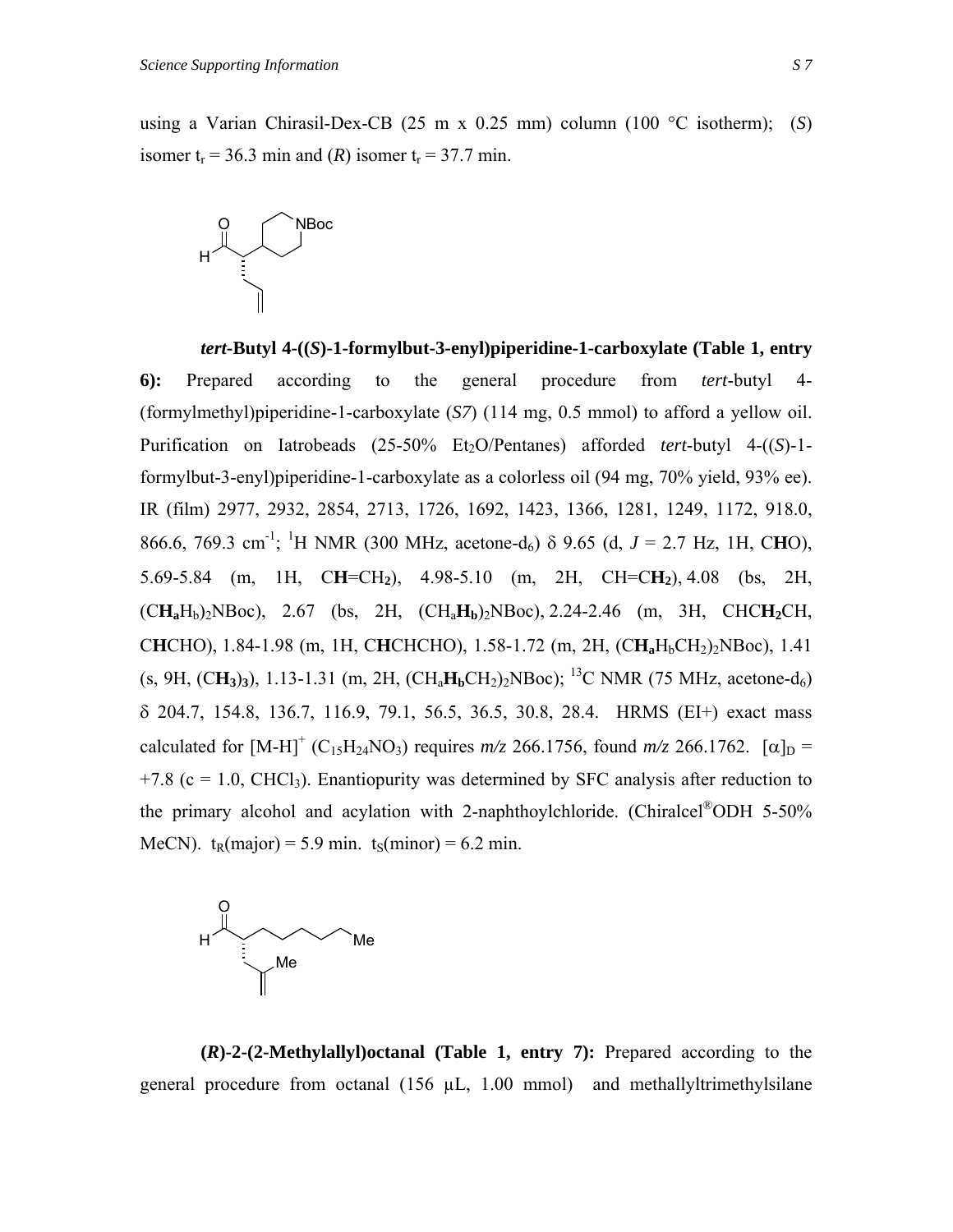using a Varian Chirasil-Dex-CB (25 m x 0.25 mm) column (100 °C isotherm); (*S*) isomer $t_r$ = 36.3 min and (*R*) isomer $t_r$ = 37.7 min.

***tert*-Butyl 4-((*S*)-1-formylbut-3-enyl)piperidine-1-carboxylate (Table 1, entry 6):** Prepared according to the general procedure from *tert*-butyl 4-(formylmethyl)piperidine-1-carboxylate (*S7*) (114 mg, 0.5 mmol) to afford a yellow oil. Purification on Iatrobeads (25-50% $Et_2O$/Pentanes) afforded *tert*-butyl 4-((*S*)-1-formylbut-3-enyl)piperidine-1-carboxylate as a colorless oil (94 mg, 70% yield, 93% ee). IR (film) 2977, 2932, 2854, 2713, 1726, 1692, 1423, 1366, 1281, 1249, 1172, 918.0, 866.6, 769.3 $cm^{-1}$; $^1$H NMR (300 MHz, acetone-$d_6$) δ 9.65 (d, *J* = 2.7 Hz, 1H, C**H**O), 5.69-5.84 (m, 1H, C**H**=$CH_2$), 4.98-5.10 (m, 2H, CH=C**$H_2$**), 4.08 (bs, 2H, $(C\mathbf{H_a}H_b)_2$NBoc), 2.67 (bs, 2H, $(CH_a\mathbf{H_b})_2$NBoc), 2.24-2.46 (m, 3H, CHC**$H_2$**CH, C**H**CHO), 1.84-1.98 (m, 1H, C**H**CHCHO), 1.58-1.72 (m, 2H, $(C\mathbf{H_a}H_bCH_2)_2$NBoc), 1.41 (s, 9H, $(C\mathbf{H_3})_3$), 1.13-1.31 (m, 2H, $(CH_a\mathbf{H_b}CH_2)_2$NBoc); $^{13}$C NMR (75 MHz, acetone-$d_6$) δ 204.7, 154.8, 136.7, 116.9, 79.1, 56.5, 36.5, 30.8, 28.4. HRMS (EI+) exact mass calculated for $[M-H]^+$ ($C_{15}H_{24}NO_3$) requires *m/z* 266.1756, found *m/z* 266.1762. $[\alpha]_D$ = +7.8 (c = 1.0, $CHCl_3$). Enantiopurity was determined by SFC analysis after reduction to the primary alcohol and acylation with 2-naphthoylchloride. (Chiralcel® ODH 5-50% MeCN). $t_R$(major) = 5.9 min. $t_S$(minor) = 6.2 min.

**(*R*)-2-(2-Methylallyl)octanal (Table 1, entry 7):** Prepared according to the general procedure from octanal (156 μL, 1.00 mmol) and methallyltrimethylsilane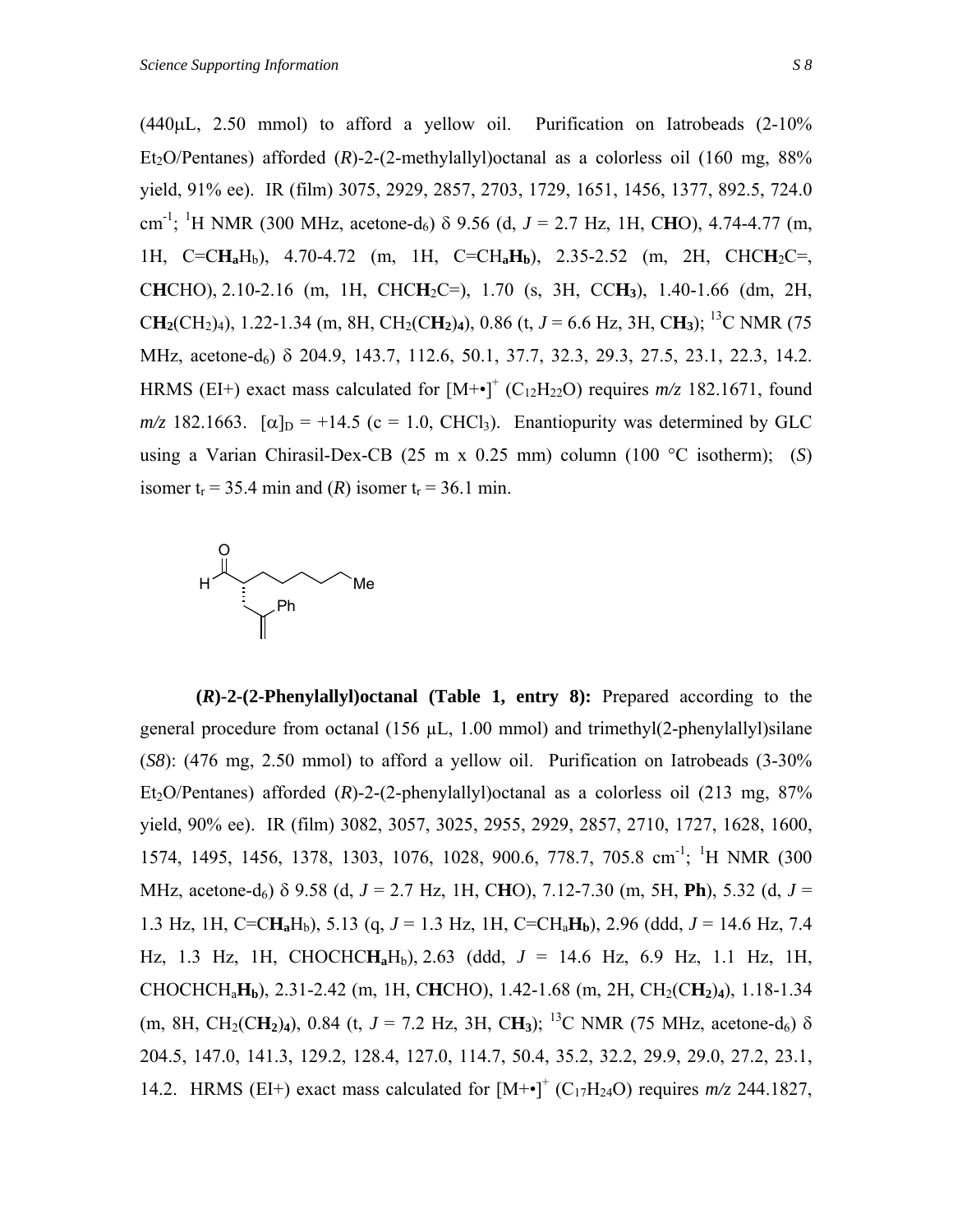(440μL, 2.50 mmol) to afford a yellow oil. Purification on Iatrobeads (2-10% $Et_2O$/Pentanes) afforded (*R*)-2-(2-methylallyl)octanal as a colorless oil (160 mg, 88% yield, 91% ee). IR (film) 3075, 2929, 2857, 2703, 1729, 1651, 1456, 1377, 892.5, 724.0 $cm^{-1}$; $^1H$ NMR (300 MHz, acetone-$d_6$) δ 9.56 (d, *J* = 2.7 Hz, 1H, C**H**O), 4.74-4.77 (m, 1H, C=C**$H_a$**$H_b$), 4.70-4.72 (m, 1H, C=C$H_a$**$H_b$**), 2.35-2.52 (m, 2H, CHC**$H_2$**C=, C**H**CHO), 2.10-2.16 (m, 1H, CHC**$H_2$**C=), 1.70 (s, 3H, CC**$H_3$**), 1.40-1.66 (dm, 2H, C**$H_2$**$(CH_2)_4$), 1.22-1.34 (m, 8H, $CH_2$(C**$H_2$**)$_4$), 0.86 (t, *J* = 6.6 Hz, 3H, C**$H_3$**); $^{13}C$ NMR (75 MHz, acetone-$d_6$) δ 204.9, 143.7, 112.6, 50.1, 37.7, 32.3, 29.3, 27.5, 23.1, 22.3, 14.2. HRMS (EI+) exact mass calculated for $[M+\bullet]^+$ ($C_{12}H_{22}O$) requires *m/z* 182.1671, found *m/z* 182.1663. $[\alpha]_D$ = +14.5 (c = 1.0, $CHCl_3$). Enantiopurity was determined by GLC using a Varian Chirasil-Dex-CB (25 m x 0.25 mm) column (100 °C isotherm); (*S*) isomer $t_r$ = 35.4 min and (*R*) isomer $t_r$ = 36.1 min.

**(*R*)-2-(2-Phenylallyl)octanal (Table 1, entry 8):** Prepared according to the general procedure from octanal (156 μL, 1.00 mmol) and trimethyl(2-phenylallyl)silane (*S8*): (476 mg, 2.50 mmol) to afford a yellow oil. Purification on Iatrobeads (3-30% $Et_2O$/Pentanes) afforded (*R*)-2-(2-phenylallyl)octanal as a colorless oil (213 mg, 87% yield, 90% ee). IR (film) 3082, 3057, 3025, 2955, 2929, 2857, 2710, 1727, 1628, 1600, 1574, 1495, 1456, 1378, 1303, 1076, 1028, 900.6, 778.7, 705.8 $cm^{-1}$; $^1H$ NMR (300 MHz, acetone-$d_6$) δ 9.58 (d, *J* = 2.7 Hz, 1H, C**H**O), 7.12-7.30 (m, 5H, **Ph**), 5.32 (d, *J* = 1.3 Hz, 1H, C=C**$H_a$**$H_b$), 5.13 (q, *J* = 1.3 Hz, 1H, C=C$H_a$**$H_b$**), 2.96 (ddd, *J* = 14.6 Hz, 7.4 Hz, 1.3 Hz, 1H, CHOCHC**$H_a$**$H_b$), 2.63 (ddd, *J* = 14.6 Hz, 6.9 Hz, 1.1 Hz, 1H, CHOCHC$H_a$**$H_b$**), 2.31-2.42 (m, 1H, C**H**CHO), 1.42-1.68 (m, 2H, $CH_2$(C**$H_2$**)$_4$), 1.18-1.34 (m, 8H, $CH_2$(C**$H_2$**)$_4$), 0.84 (t, *J* = 7.2 Hz, 3H, C**$H_3$**); $^{13}C$ NMR (75 MHz, acetone-$d_6$) δ 204.5, 147.0, 141.3, 129.2, 128.4, 127.0, 114.7, 50.4, 35.2, 32.2, 29.9, 29.0, 27.2, 23.1, 14.2. HRMS (EI+) exact mass calculated for $[M+\bullet]^+$ ($C_{17}H_{24}O$) requires *m/z* 244.1827,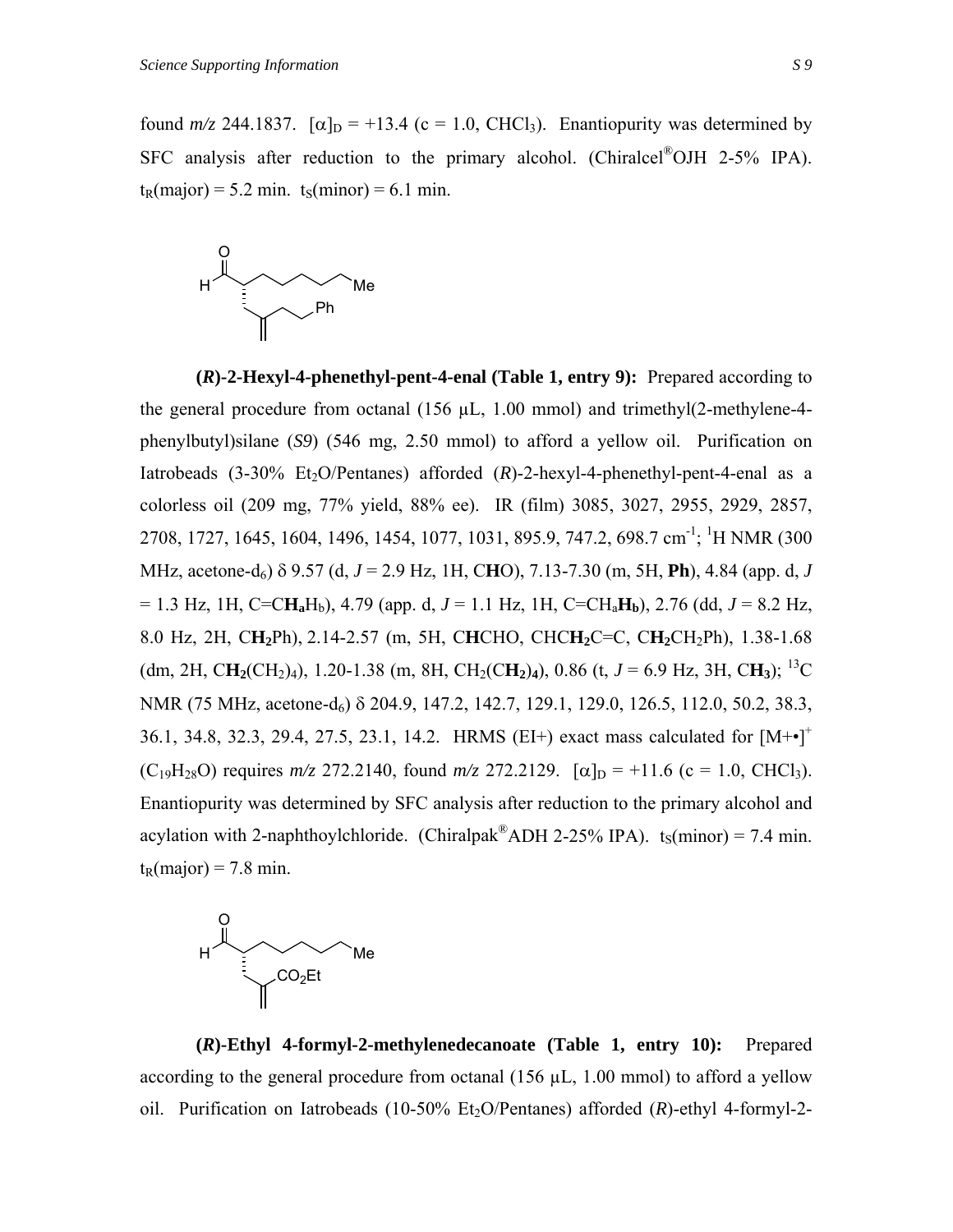found *m/z* 244.1837. $[\alpha]_D$ = +13.4 (c = 1.0, $CHCl_3$). Enantiopurity was determined by SFC analysis after reduction to the primary alcohol. (Chiralcel®OJH 2-5% IPA). $t_R$(major) = 5.2 min. $t_S$(minor) = 6.1 min.

**(*R*)-2-Hexyl-4-phenethyl-pent-4-enal (Table 1, entry 9):** Prepared according to the general procedure from octanal (156 μL, 1.00 mmol) and trimethyl(2-methylene-4-phenylbutyl)silane (*S9*) (546 mg, 2.50 mmol) to afford a yellow oil. Purification on Iatrobeads (3-30% $Et_2O$/Pentanes) afforded (*R*)-2-hexyl-4-phenethyl-pent-4-enal as a colorless oil (209 mg, 77% yield, 88% ee). IR (film) 3085, 3027, 2955, 2929, 2857, 2708, 1727, 1645, 1604, 1496, 1454, 1077, 1031, 895.9, 747.2, 698.7 $cm^{-1}$; $^1H$ NMR (300 MHz, acetone-$d_6$) δ 9.57 (d, *J* = 2.9 Hz, 1H, C**H**O), 7.13-7.30 (m, 5H, **Ph**), 4.84 (app. d, *J* = 1.3 Hz, 1H, C=C$\mathbf{H_a}H_b$), 4.79 (app. d, *J* = 1.1 Hz, 1H, C=C$H_a\mathbf{H_b}$), 2.76 (dd, *J* = 8.2 Hz, 8.0 Hz, 2H, C$\mathbf{H_2}$Ph), 2.14-2.57 (m, 5H, C**H**CHO, CHC$\mathbf{H_2}$C=C, C$\mathbf{H_2}$$CH_2$Ph), 1.38-1.68 (dm, 2H, C$\mathbf{H_2}$$(CH_2)_4$), 1.20-1.38 (m, 8H, $CH_2$(C$\mathbf{H_2}$)$_4$), 0.86 (t, *J* = 6.9 Hz, 3H, C$\mathbf{H_3}$); $^{13}C$ NMR (75 MHz, acetone-$d_6$) δ 204.9, 147.2, 142.7, 129.1, 129.0, 126.5, 112.0, 50.2, 38.3, 36.1, 34.8, 32.3, 29.4, 27.5, 23.1, 14.2. HRMS (EI+) exact mass calculated for $[M+\bullet]^+$ ($C_{19}H_{28}O$) requires *m/z* 272.2140, found *m/z* 272.2129. $[\alpha]_D$ = +11.6 (c = 1.0, $CHCl_3$). Enantiopurity was determined by SFC analysis after reduction to the primary alcohol and acylation with 2-naphthoylchloride. (Chiralpak®ADH 2-25% IPA). $t_S$(minor) = 7.4 min. $t_R$(major) = 7.8 min.

**(*R*)-Ethyl 4-formyl-2-methylenedecanoate (Table 1, entry 10):** Prepared according to the general procedure from octanal (156 μL, 1.00 mmol) to afford a yellow oil. Purification on Iatrobeads (10-50% $Et_2O$/Pentanes) afforded (*R*)-ethyl 4-formyl-2-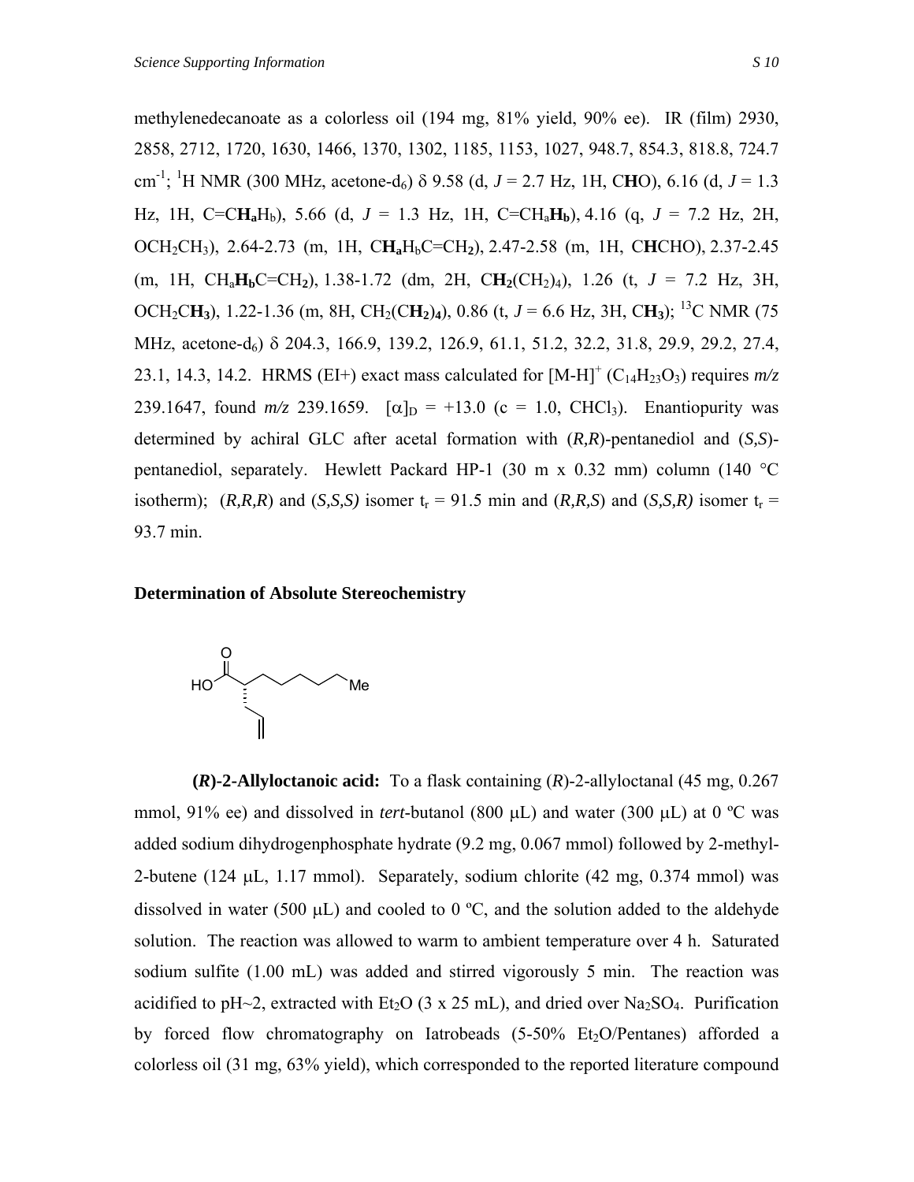methylenedecanoate as a colorless oil (194 mg, 81% yield, 90% ee). IR (film) 2930, 2858, 2712, 1720, 1630, 1466, 1370, 1302, 1185, 1153, 1027, 948.7, 854.3, 818.8, 724.7 $cm^{-1}$; $^1$H NMR (300 MHz, acetone-$d_6$) δ 9.58 (d, *J* = 2.7 Hz, 1H, C**H**O), 6.16 (d, *J* = 1.3 Hz, 1H, C=C**H**$_a$H$_b$), 5.66 (d, *J* = 1.3 Hz, 1H, C=CH$_a$**H**$_b$), 4.16 (q, *J* = 7.2 Hz, 2H, $OCH_2CH_3$), 2.64-2.73 (m, 1H, C**H**$_a$H$_b$C=CH$_2$), 2.47-2.58 (m, 1H, C**H**CHO), 2.37-2.45 (m, 1H, CH$_a$**H**$_b$C=CH$_2$), 1.38-1.72 (dm, 2H, C**H**$_2$(CH$_2$)$_4$), 1.26 (t, *J* = 7.2 Hz, 3H, OCH$_2$C**H**$_3$), 1.22-1.36 (m, 8H, CH$_2$(C**H**$_2$)$_4$), 0.86 (t, *J* = 6.6 Hz, 3H, C**H**$_3$); $^{13}$C NMR (75 MHz, acetone-$d_6$) δ 204.3, 166.9, 139.2, 126.9, 61.1, 51.2, 32.2, 31.8, 29.9, 29.2, 27.4, 23.1, 14.3, 14.2. HRMS (EI+) exact mass calculated for $[M-H]^+$ ($C_{14}H_{23}O_3$) requires *m/z* 239.1647, found *m/z* 239.1659. $[\alpha]_D$ = +13.0 (c = 1.0, $CHCl_3$). Enantiopurity was determined by achiral GLC after acetal formation with (*R,R*)-pentanediol and (*S,S*)-pentanediol, separately. Hewlett Packard HP-1 (30 m x 0.32 mm) column (140 °C isotherm); (*R,R,R*) and (*S,S,S*) isomer $t_r$ = 91.5 min and (*R,R,S*) and (*S,S,R*) isomer $t_r$ = 93.7 min.

**Determination of Absolute Stereochemistry**

**(*R*)-2-Allyloctanoic acid:** To a flask containing (*R*)-2-allyloctanal (45 mg, 0.267 mmol, 91% ee) and dissolved in *tert*-butanol (800 μL) and water (300 μL) at 0 ºC was added sodium dihydrogenphosphate hydrate (9.2 mg, 0.067 mmol) followed by 2-methyl-2-butene (124 μL, 1.17 mmol). Separately, sodium chlorite (42 mg, 0.374 mmol) was dissolved in water (500 μL) and cooled to 0 ºC, and the solution added to the aldehyde solution. The reaction was allowed to warm to ambient temperature over 4 h. Saturated sodium sulfite (1.00 mL) was added and stirred vigorously 5 min. The reaction was acidified to pH~2, extracted with $Et_2O$ (3 x 25 mL), and dried over $Na_2SO_4$. Purification by forced flow chromatography on Iatrobeads (5-50% $Et_2O$/Pentanes) afforded a colorless oil (31 mg, 63% yield), which corresponded to the reported literature compound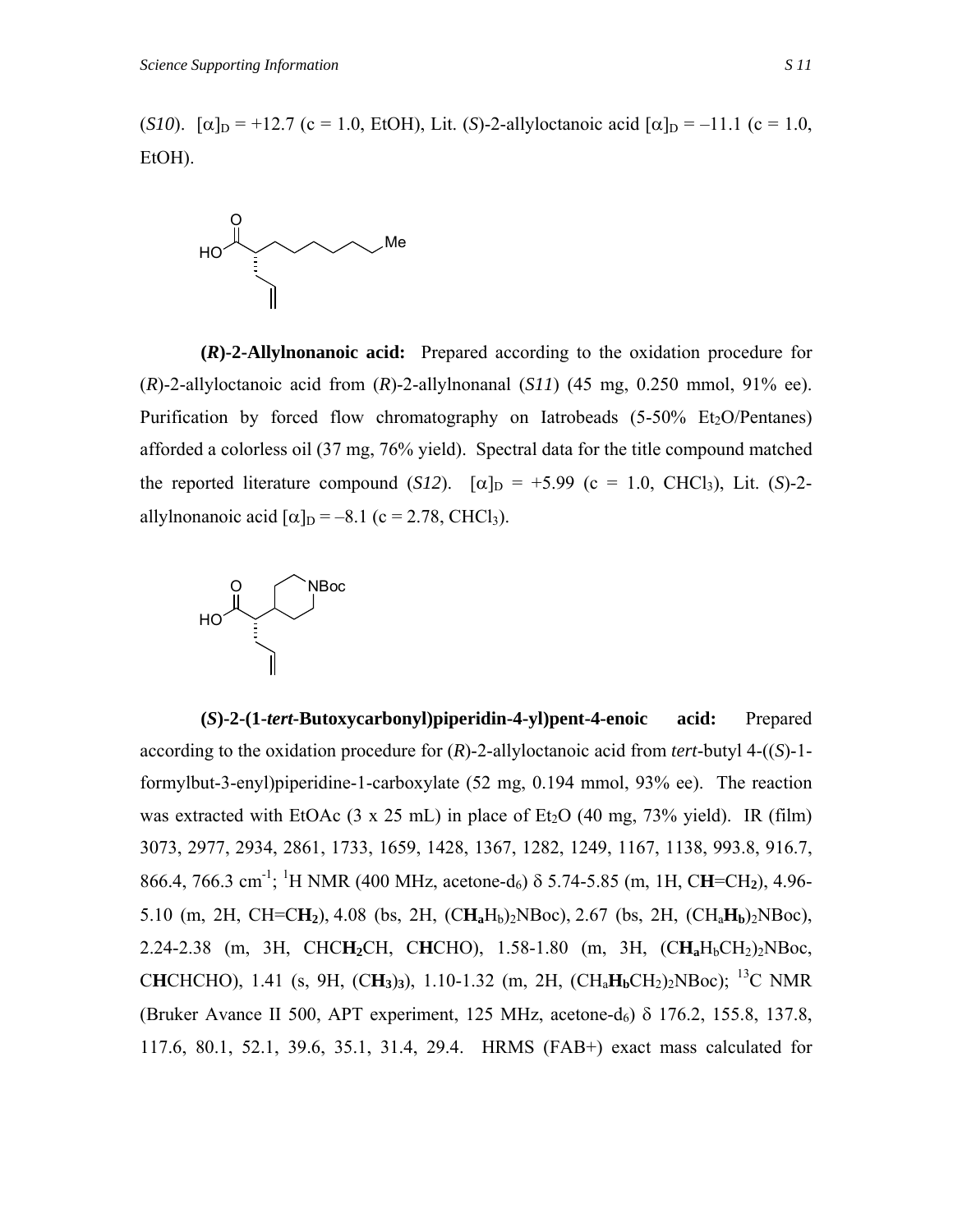(*S10*). $[\alpha]_D$ = +12.7 (c = 1.0, EtOH), Lit. (*S*)-2-allyloctanoic acid $[\alpha]_D$ = –11.1 (c = 1.0, EtOH).

**(*R*)-2-Allylnonanoic acid:** Prepared according to the oxidation procedure for (*R*)-2-allyloctanoic acid from (*R*)-2-allylnonanal (*S11*) (45 mg, 0.250 mmol, 91% ee). Purification by forced flow chromatography on Iatrobeads (5-50% $Et_2O$/Pentanes) afforded a colorless oil (37 mg, 76% yield). Spectral data for the title compound matched the reported literature compound (*S12*). $[\alpha]_D$ = +5.99 (c = 1.0, $CHCl_3$), Lit. (*S*)-2-allylnonanoic acid $[\alpha]_D$ = –8.1 (c = 2.78, $CHCl_3$).

**(*S*)-2-(1-*tert*-Butoxycarbonyl)piperidin-4-yl)pent-4-enoic acid:** Prepared according to the oxidation procedure for (*R*)-2-allyloctanoic acid from *tert*-butyl 4-((*S*)-1-formylbut-3-enyl)piperidine-1-carboxylate (52 mg, 0.194 mmol, 93% ee). The reaction was extracted with EtOAc (3 x 25 mL) in place of $Et_2O$ (40 mg, 73% yield). IR (film) 3073, 2977, 2934, 2861, 1733, 1659, 1428, 1367, 1282, 1249, 1167, 1138, 993.8, 916.7, 866.4, 766.3 $cm^{-1}$; $^1H$ NMR (400 MHz, acetone-$d_6$) δ 5.74-5.85 (m, 1H, C**H**=$CH_2$), 4.96-5.10 (m, 2H, CH=C**H₂**), 4.08 (bs, 2H, $(C\mathbf{H_a}H_b)_2$NBoc), 2.67 (bs, 2H, $(CH_a\mathbf{H_b})_2$NBoc), 2.24-2.38 (m, 3H, CHC**H₂**CH, C**H**CHO), 1.58-1.80 (m, 3H, $(C\mathbf{H_a}H_bCH_2)_2$NBoc, C**H**CHCHO), 1.41 (s, 9H, $(C\mathbf{H_3})_3$), 1.10-1.32 (m, 2H, $(CH_a\mathbf{H_b}CH_2)_2$NBoc); $^{13}C$ NMR (Bruker Avance II 500, APT experiment, 125 MHz, acetone-$d_6$) δ 176.2, 155.8, 137.8, 117.6, 80.1, 52.1, 39.6, 35.1, 31.4, 29.4. HRMS (FAB+) exact mass calculated for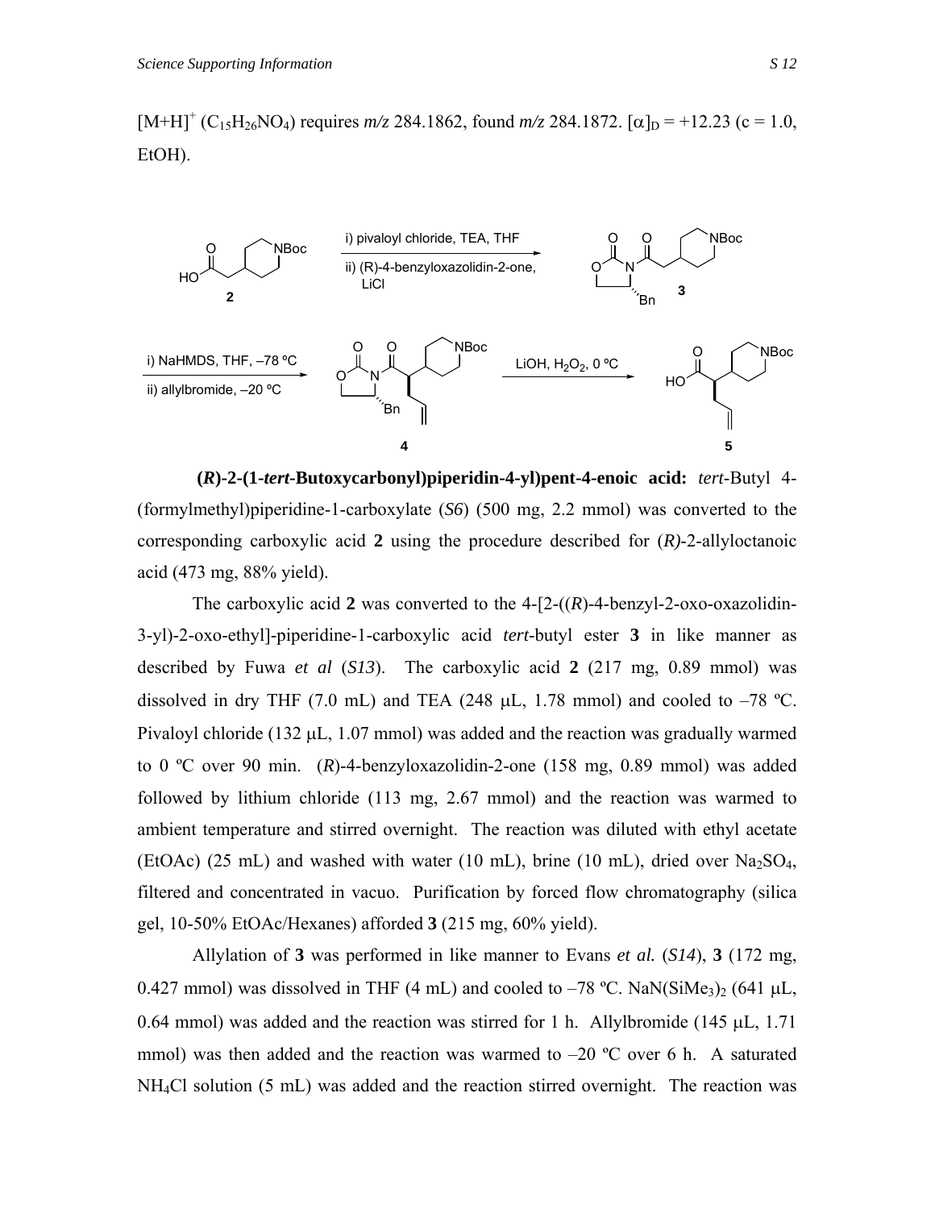$[M+H]^+$ ($C_{15}H_{26}NO_4$) requires *m/z* 284.1862, found *m/z* 284.1872. $[\alpha]_D$ = +12.23 (c = 1.0, EtOH).

i) pivaloyl chloride, TEA, THF
ii) (R)-4-benzyloxazolidin-2-one, LiCl

i) NaHMDS, THF, –78 ºC
ii) allylbromide, –20 ºC

LiOH, $H_2O_2$, 0 ºC

**(*R*)-2-(1-*tert*-Butoxycarbonyl)piperidin-4-yl)pent-4-enoic acid:** *tert*-Butyl 4-(formylmethyl)piperidine-1-carboxylate (*S6*) (500 mg, 2.2 mmol) was converted to the corresponding carboxylic acid **2** using the procedure described for (*R)*-2-allyloctanoic acid (473 mg, 88% yield).

The carboxylic acid **2** was converted to the 4-[2-((*R*)-4-benzyl-2-oxo-oxazolidin-3-yl)-2-oxo-ethyl]-piperidine-1-carboxylic acid *tert*-butyl ester **3** in like manner as described by Fuwa *et al* (*S13*). The carboxylic acid **2** (217 mg, 0.89 mmol) was dissolved in dry THF (7.0 mL) and TEA (248 μL, 1.78 mmol) and cooled to –78 ºC. Pivaloyl chloride (132 μL, 1.07 mmol) was added and the reaction was gradually warmed to 0 ºC over 90 min. (*R*)-4-benzyloxazolidin-2-one (158 mg, 0.89 mmol) was added followed by lithium chloride (113 mg, 2.67 mmol) and the reaction was warmed to ambient temperature and stirred overnight. The reaction was diluted with ethyl acetate (EtOAc) (25 mL) and washed with water (10 mL), brine (10 mL), dried over $Na_2SO_4$, filtered and concentrated in vacuo. Purification by forced flow chromatography (silica gel, 10-50% EtOAc/Hexanes) afforded **3** (215 mg, 60% yield).

Allylation of **3** was performed in like manner to Evans *et al.* (*S14*), **3** (172 mg, 0.427 mmol) was dissolved in THF (4 mL) and cooled to –78 ºC. $NaN(SiMe_3)_2$ (641 μL, 0.64 mmol) was added and the reaction was stirred for 1 h. Allylbromide (145 μL, 1.71 mmol) was then added and the reaction was warmed to –20 ºC over 6 h. A saturated $NH_4Cl$ solution (5 mL) was added and the reaction stirred overnight. The reaction was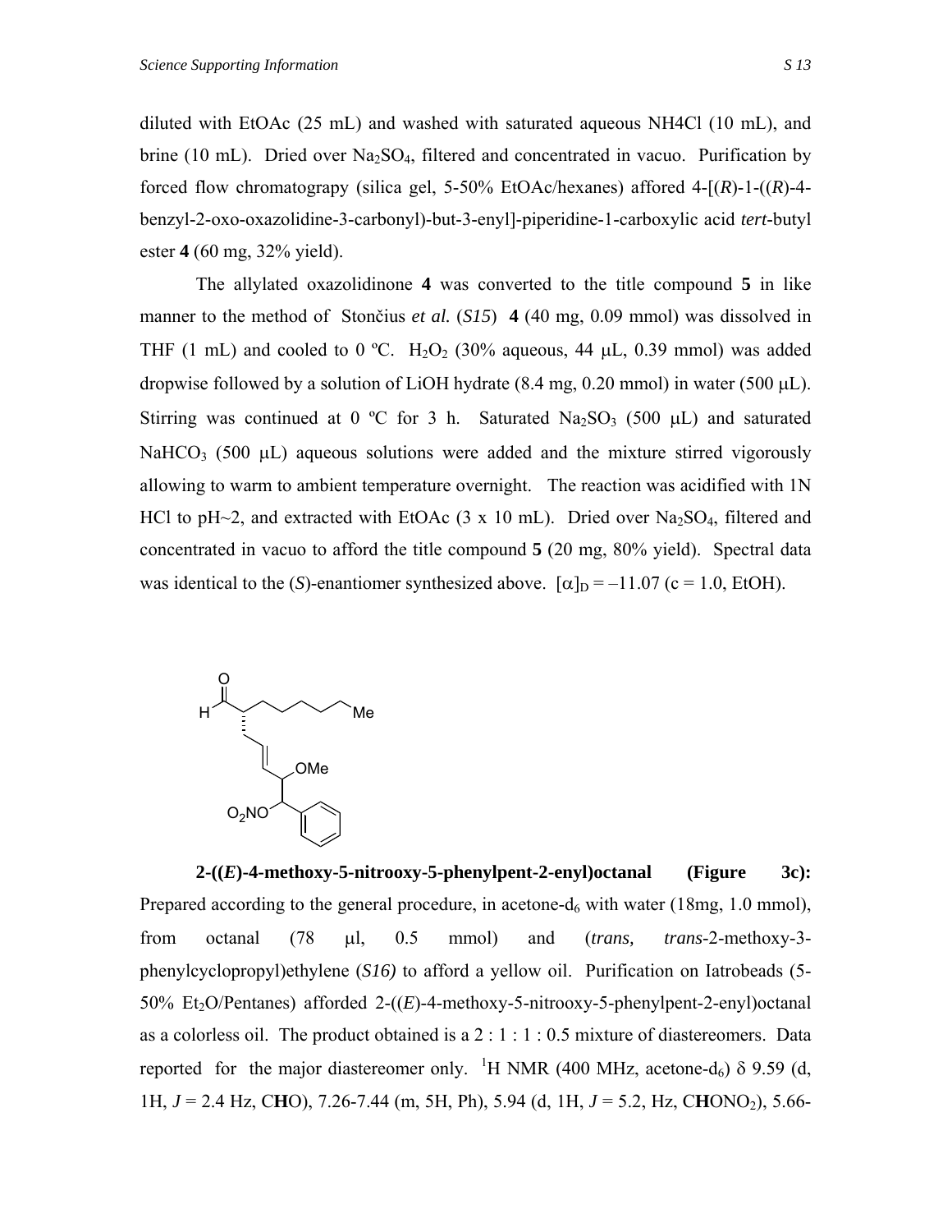diluted with EtOAc (25 mL) and washed with saturated aqueous NH4Cl (10 mL), and brine (10 mL). Dried over $Na_2SO_4$, filtered and concentrated in vacuo. Purification by forced flow chromatograpy (silica gel, 5-50% EtOAc/hexanes) afforded 4-[(*R*)-1-((*R*)-4-benzyl-2-oxo-oxazolidine-3-carbonyl)-but-3-enyl]-piperidine-1-carboxylic acid *tert*-butyl ester **4** (60 mg, 32% yield).

The allylated oxazolidinone **4** was converted to the title compound **5** in like manner to the method of Stončius *et al.* (*S15*) **4** (40 mg, 0.09 mmol) was dissolved in THF (1 mL) and cooled to 0 ºC. $H_2O_2$ (30% aqueous, 44 μL, 0.39 mmol) was added dropwise followed by a solution of LiOH hydrate (8.4 mg, 0.20 mmol) in water (500 μL). Stirring was continued at 0 ºC for 3 h. Saturated $Na_2SO_3$ (500 μL) and saturated $NaHCO_3$ (500 μL) aqueous solutions were added and the mixture stirred vigorously allowing to warm to ambient temperature overnight. The reaction was acidified with 1N HCl to pH~2, and extracted with EtOAc (3 x 10 mL). Dried over $Na_2SO_4$, filtered and concentrated in vacuo to afford the title compound **5** (20 mg, 80% yield). Spectral data was identical to the (*S*)-enantiomer synthesized above. $[\alpha]_D = -11.07$ (c = 1.0, EtOH).

**2-((*E*)-4-methoxy-5-nitrooxy-5-phenylpent-2-enyl)octanal (Figure 3c):** Prepared according to the general procedure, in acetone-$d_6$ with water (18mg, 1.0 mmol), from octanal (78 μl, 0.5 mmol) and (*trans, trans*-2-methoxy-3-phenylcyclopropyl)ethylene (*S16)* to afford a yellow oil. Purification on Iatrobeads (5-50% $Et_2O$/Pentanes) afforded 2-((*E*)-4-methoxy-5-nitrooxy-5-phenylpent-2-enyl)octanal as a colorless oil. The product obtained is a 2 : 1 : 1 : 0.5 mixture of diastereomers. Data reported for the major diastereomer only. $^1$H NMR (400 MHz, acetone-$d_6$) δ 9.59 (d, 1H, *J* = 2.4 Hz, C**H**O), 7.26-7.44 (m, 5H, Ph), 5.94 (d, 1H, *J* = 5.2, Hz, C**H**ONO$_2$), 5.66-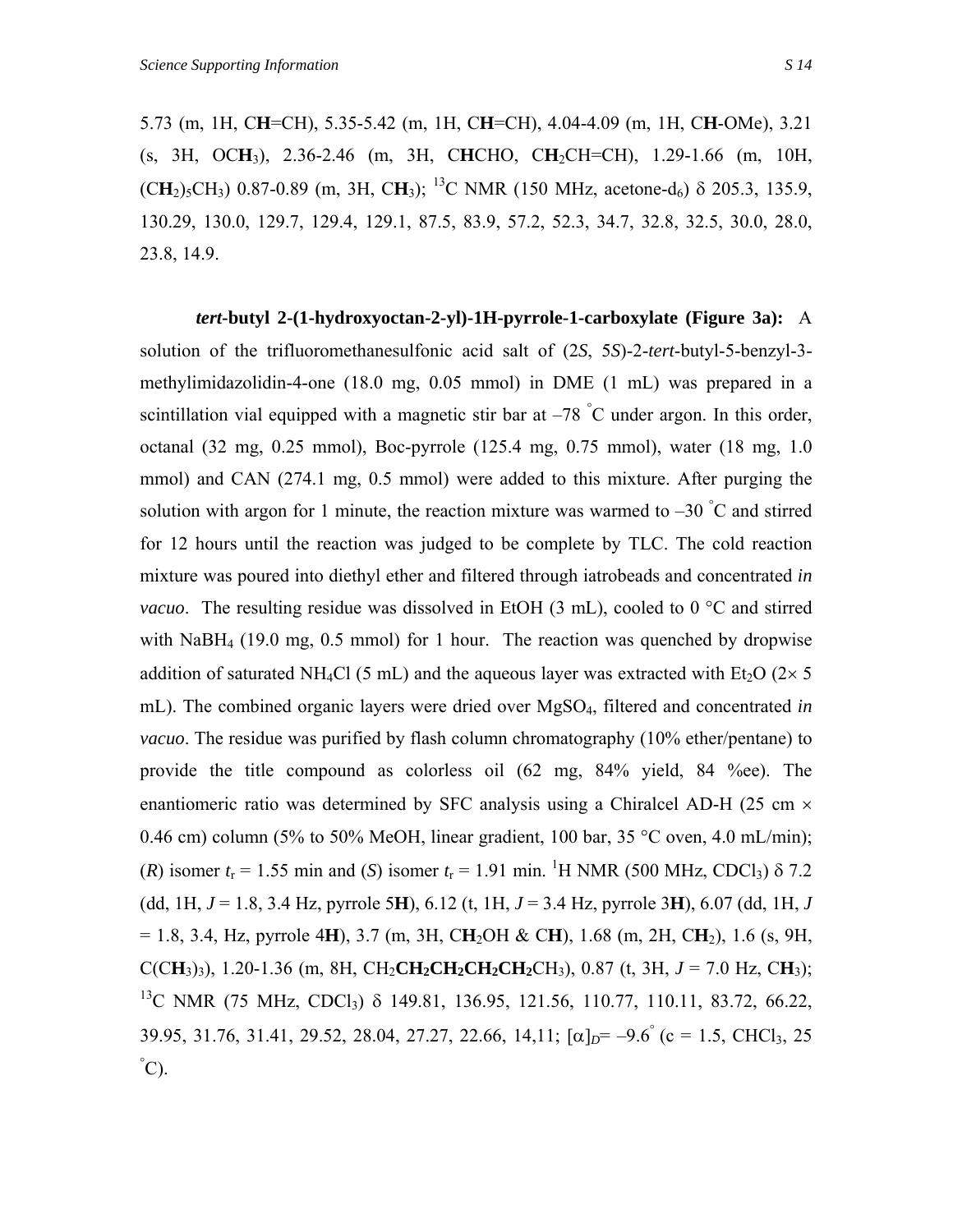5.73 (m, 1H, C**H**=CH), 5.35-5.42 (m, 1H, C**H**=CH), 4.04-4.09 (m, 1H, C**H**-OMe), 3.21 (s, 3H, OC**H**$_3$), 2.36-2.46 (m, 3H, C**H**CHO, C**H**$_2$CH=CH), 1.29-1.66 (m, 10H, (C**H**$_2$)$_5$CH$_3$) 0.87-0.89 (m, 3H, C**H**$_3$); $^{13}$C NMR (150 MHz, acetone-d$_6$) δ 205.3, 135.9, 130.29, 130.0, 129.7, 129.4, 129.1, 87.5, 83.9, 57.2, 52.3, 34.7, 32.8, 32.5, 30.0, 28.0, 23.8, 14.9.

***tert*-butyl 2-(1-hydroxyoctan-2-yl)-1H-pyrrole-1-carboxylate (Figure 3a):** A solution of the trifluoromethanesulfonic acid salt of (2*S*, 5*S*)-2-*tert*-butyl-5-benzyl-3-methylimidazolidin-4-one (18.0 mg, 0.05 mmol) in DME (1 mL) was prepared in a scintillation vial equipped with a magnetic stir bar at –78 °C under argon. In this order, octanal (32 mg, 0.25 mmol), Boc-pyrrole (125.4 mg, 0.75 mmol), water (18 mg, 1.0 mmol) and CAN (274.1 mg, 0.5 mmol) were added to this mixture. After purging the solution with argon for 1 minute, the reaction mixture was warmed to –30 °C and stirred for 12 hours until the reaction was judged to be complete by TLC. The cold reaction mixture was poured into diethyl ether and filtered through iatrobeads and concentrated *in vacuo*. The resulting residue was dissolved in EtOH (3 mL), cooled to 0 °C and stirred with $NaBH_4$ (19.0 mg, 0.5 mmol) for 1 hour. The reaction was quenched by dropwise addition of saturated $NH_4Cl$ (5 mL) and the aqueous layer was extracted with $Et_2O$ (2× 5 mL). The combined organic layers were dried over $MgSO_4$, filtered and concentrated *in vacuo*. The residue was purified by flash column chromatography (10% ether/pentane) to provide the title compound as colorless oil (62 mg, 84% yield, 84 %ee). The enantiomeric ratio was determined by SFC analysis using a Chiralcel AD-H (25 cm × 0.46 cm) column (5% to 50% MeOH, linear gradient, 100 bar, 35 °C oven, 4.0 mL/min); (*R*) isomer $t_r$ = 1.55 min and (*S*) isomer $t_r$ = 1.91 min. $^1$H NMR (500 MHz, CDCl$_3$) δ 7.2 (dd, 1H, *J* = 1.8, 3.4 Hz, pyrrole 5**H**), 6.12 (t, 1H, *J* = 3.4 Hz, pyrrole 3**H**), 6.07 (dd, 1H, *J* = 1.8, 3.4, Hz, pyrrole 4**H**), 3.7 (m, 3H, C**H**$_2$OH & C**H**), 1.68 (m, 2H, C**H**$_2$), 1.6 (s, 9H, C(C**H**$_3$)$_3$), 1.20-1.36 (m, 8H, CH$_2$**CH$_2$CH$_2$CH$_2$CH$_2$**CH$_3$), 0.87 (t, 3H, *J* = 7.0 Hz, C**H**$_3$); $^{13}$C NMR (75 MHz, CDCl$_3$) δ 149.81, 136.95, 121.56, 110.77, 110.11, 83.72, 66.22, 39.95, 31.76, 31.41, 29.52, 28.04, 27.27, 22.66, 14,11; $[\alpha]_D$= –9.6° (c = 1.5, CHCl$_3$, 25 °C).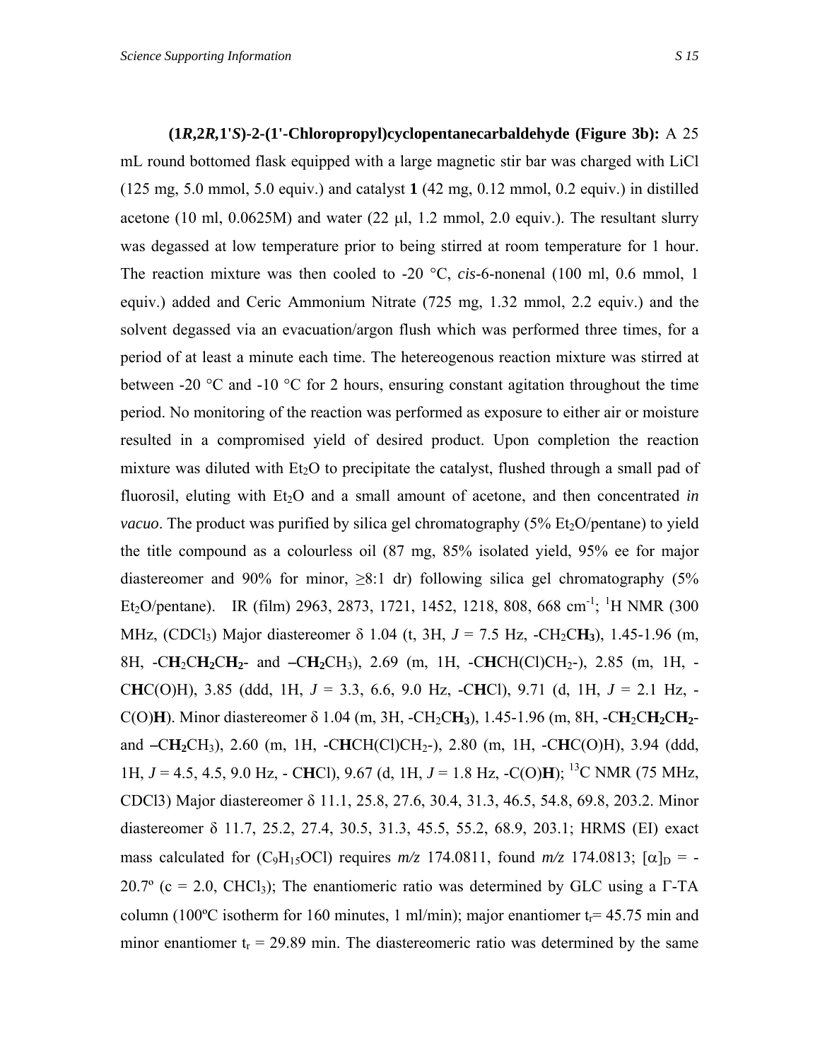**(1*R*,2*R*,1'*S*)-2-(1'-Chloropropyl)cyclopentanecarbaldehyde (Figure 3b):** A 25 mL round bottomed flask equipped with a large magnetic stir bar was charged with LiCl (125 mg, 5.0 mmol, 5.0 equiv.) and catalyst **1** (42 mg, 0.12 mmol, 0.2 equiv.) in distilled acetone (10 ml, 0.0625M) and water (22 μl, 1.2 mmol, 2.0 equiv.). The resultant slurry was degassed at low temperature prior to being stirred at room temperature for 1 hour. The reaction mixture was then cooled to -20 °C, *cis*-6-nonenal (100 ml, 0.6 mmol, 1 equiv.) added and Ceric Ammonium Nitrate (725 mg, 1.32 mmol, 2.2 equiv.) and the solvent degassed via an evacuation/argon flush which was performed three times, for a period of at least a minute each time. The hetereogenous reaction mixture was stirred at between -20 °C and -10 °C for 2 hours, ensuring constant agitation throughout the time period. No monitoring of the reaction was performed as exposure to either air or moisture resulted in a compromised yield of desired product. Upon completion the reaction mixture was diluted with $Et_2O$ to precipitate the catalyst, flushed through a small pad of fluorosil, eluting with $Et_2O$ and a small amount of acetone, and then concentrated *in vacuo*. The product was purified by silica gel chromatography (5% $Et_2O$/pentane) to yield the title compound as a colourless oil (87 mg, 85% isolated yield, 95% ee for major diastereomer and 90% for minor, ≥8:1 dr) following silica gel chromatography (5% $Et_2O$/pentane). IR (film) 2963, 2873, 1721, 1452, 1218, 808, 668 $cm^{-1}$; $^1$H NMR (300 MHz, ($CDCl_3$) Major diastereomer δ 1.04 (t, 3H, *J* = 7.5 Hz, -$CH_2C\mathbf{H_3}$), 1.45-1.96 (m, 8H, -$C\mathbf{H_2}C\mathbf{H_2}C\mathbf{H_2}$- and –$C\mathbf{H_2}CH_3$), 2.69 (m, 1H, -C**H**CH(Cl)$CH_2$-), 2.85 (m, 1H, -C**H**C(O)H), 3.85 (ddd, 1H, *J* = 3.3, 6.6, 9.0 Hz, -C**H**Cl), 9.71 (d, 1H, *J* = 2.1 Hz, -C(O)**H**). Minor diastereomer δ 1.04 (m, 3H, -$CH_2C\mathbf{H_3}$), 1.45-1.96 (m, 8H, -$C\mathbf{H_2}C\mathbf{H_2}C\mathbf{H_2}$- and –$C\mathbf{H_2}CH_3$), 2.60 (m, 1H, -C**H**CH(Cl)$CH_2$-), 2.80 (m, 1H, -C**H**C(O)H), 3.94 (ddd, 1H, *J* = 4.5, 4.5, 9.0 Hz, - C**H**Cl), 9.67 (d, 1H, *J* = 1.8 Hz, -C(O)**H**); $^{13}$C NMR (75 MHz, CDCl3) Major diastereomer δ 11.1, 25.8, 27.6, 30.4, 31.3, 46.5, 54.8, 69.8, 203.2. Minor diastereomer δ 11.7, 25.2, 27.4, 30.5, 31.3, 45.5, 55.2, 68.9, 203.1; HRMS (EI) exact mass calculated for ($C_9H_{15}OCl$) requires *m/z* 174.0811, found *m/z* 174.0813; $[\alpha]_D$ = -20.7º (c = 2.0, $CHCl_3$); The enantiomeric ratio was determined by GLC using a Γ-TA column (100ºC isotherm for 160 minutes, 1 ml/min); major enantiomer $t_r$= 45.75 min and minor enantiomer $t_r$ = 29.89 min. The diastereomeric ratio was determined by the same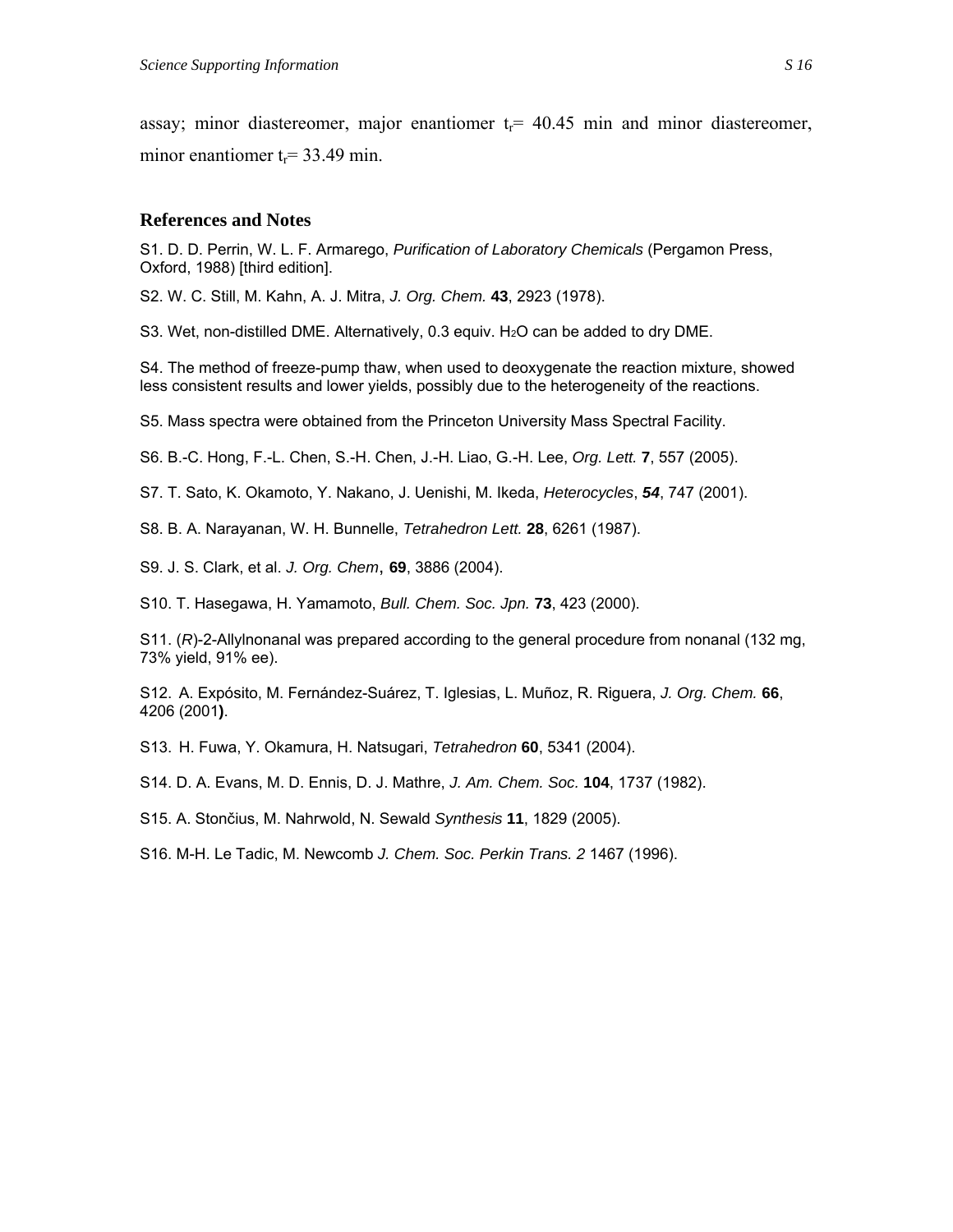assay; minor diastereomer, major enantiomer $t_r$= 40.45 min and minor diastereomer, minor enantiomer $t_r$= 33.49 min.

## References and Notes

S1. D. D. Perrin, W. L. F. Armarego, *Purification of Laboratory Chemicals* (Pergamon Press, Oxford, 1988) [third edition].

S2. W. C. Still, M. Kahn, A. J. Mitra, *J. Org. Chem.* **43**, 2923 (1978).

S3. Wet, non-distilled DME. Alternatively, 0.3 equiv. $H_2O$ can be added to dry DME.

S4. The method of freeze-pump thaw, when used to deoxygenate the reaction mixture, showed less consistent results and lower yields, possibly due to the heterogeneity of the reactions.

S5. Mass spectra were obtained from the Princeton University Mass Spectral Facility.

S6. B.-C. Hong, F.-L. Chen, S.-H. Chen, J.-H. Liao, G.-H. Lee, *Org. Lett.* **7**, 557 (2005).

S7. T. Sato, K. Okamoto, Y. Nakano, J. Uenishi, M. Ikeda, *Heterocycles*, ***54***, 747 (2001).

S8. B. A. Narayanan, W. H. Bunnelle, *Tetrahedron Lett.* **28**, 6261 (1987).

S9. J. S. Clark, et al. *J. Org. Chem*, **69**, 3886 (2004).

S10. T. Hasegawa, H. Yamamoto, *Bull. Chem. Soc. Jpn.* **73**, 423 (2000).

S11. (*R*)-2-Allylnonanal was prepared according to the general procedure from nonanal (132 mg, 73% yield, 91% ee).

S12. A. Expósito, M. Fernández-Suárez, T. Iglesias, L. Muñoz, R. Riguera, *J. Org. Chem.* **66**, 4206 (2001).

S13. H. Fuwa, Y. Okamura, H. Natsugari, *Tetrahedron* **60**, 5341 (2004).

S14. D. A. Evans, M. D. Ennis, D. J. Mathre, *J. Am. Chem. Soc.* **104**, 1737 (1982).

S15. A. Stončius, M. Nahrwold, N. Sewald *Synthesis* **11**, 1829 (2005).

S16. M-H. Le Tadic, M. Newcomb *J. Chem. Soc. Perkin Trans. 2* 1467 (1996).